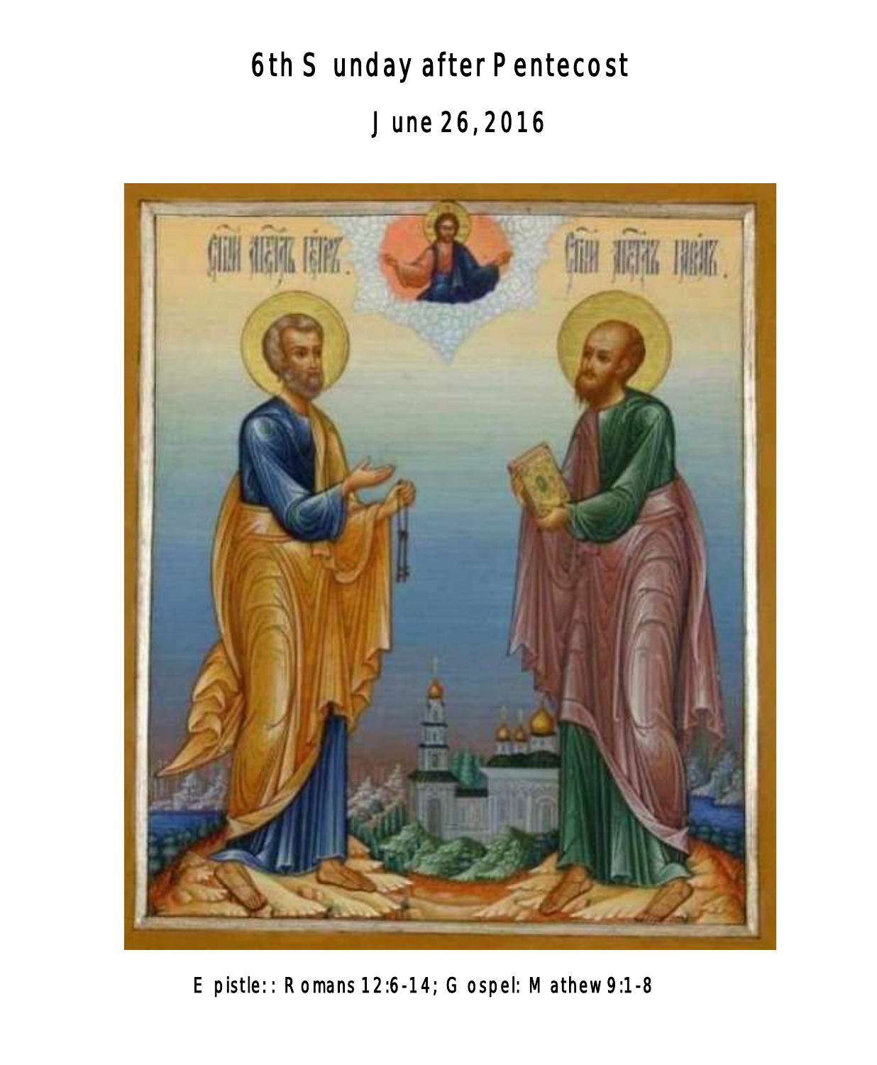# 6th Sunday after Pentecost

## June 26, 2016

Epistle:: Romans 12:6-14; Gospel: Mathew 9:1-8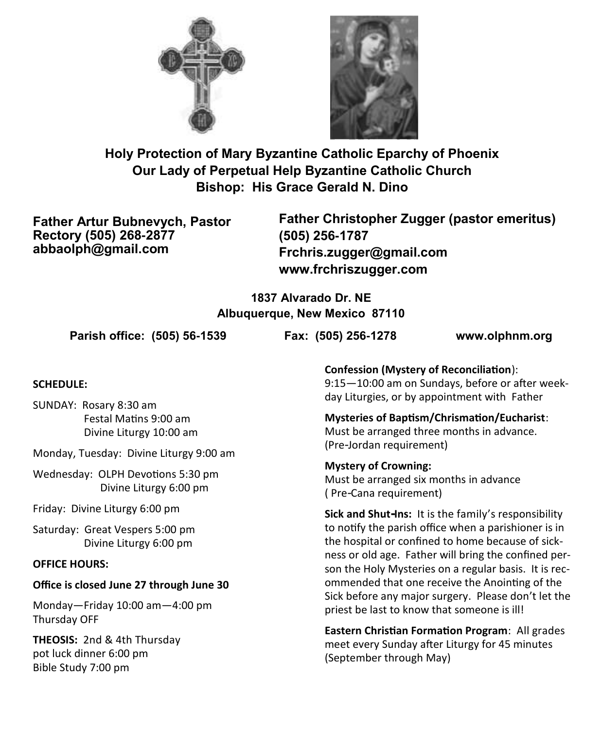**Holy Protection of Mary Byzantine Catholic Eparchy of Phoenix**
**Our Lady of Perpetual Help Byzantine Catholic Church**
**Bishop: His Grace Gerald N. Dino**

**Father Artur Bubnevych, Pastor**
**Rectory (505) 268-2877**
**abbaolph@gmail.com**

**Father Christopher Zugger (pastor emeritus)**
**(505) 256-1787**
**Frchris.zugger@gmail.com**
**www.frchriszugger.com**

**1837 Alvarado Dr. NE**
**Albuquerque, New Mexico 87110**

**Parish office: (505) 56-1539** **Fax: (505) 256-1278** **www.olphnm.org**

**SCHEDULE:**

SUNDAY: Rosary 8:30 am
Festal Matins 9:00 am
Divine Liturgy 10:00 am

Monday, Tuesday: Divine Liturgy 9:00 am

Wednesday: OLPH Devotions 5:30 pm
Divine Liturgy 6:00 pm

Friday: Divine Liturgy 6:00 pm

Saturday: Great Vespers 5:00 pm
Divine Liturgy 6:00 pm

**OFFICE HOURS:**

**Office is closed June 27 through June 30**

Monday—Friday 10:00 am—4:00 pm
Thursday OFF

**THEOSIS:** 2nd & 4th Thursday
pot luck dinner 6:00 pm
Bible Study 7:00 pm

**Confession (Mystery of Reconciliation)**:
9:15—10:00 am on Sundays, before or after weekday Liturgies, or by appointment with Father

**Mysteries of Baptism/Chrismation/Eucharist**:
Must be arranged three months in advance. (Pre-Jordan requirement)

**Mystery of Crowning:**
Must be arranged six months in advance ( Pre-Cana requirement)

**Sick and Shut-Ins:** It is the family's responsibility to notify the parish office when a parishioner is in the hospital or confined to home because of sickness or old age. Father will bring the confined person the Holy Mysteries on a regular basis. It is recommended that one receive the Anointing of the Sick before any major surgery. Please don't let the priest be last to know that someone is ill!

**Eastern Christian Formation Program**: All grades meet every Sunday after Liturgy for 45 minutes (September through May)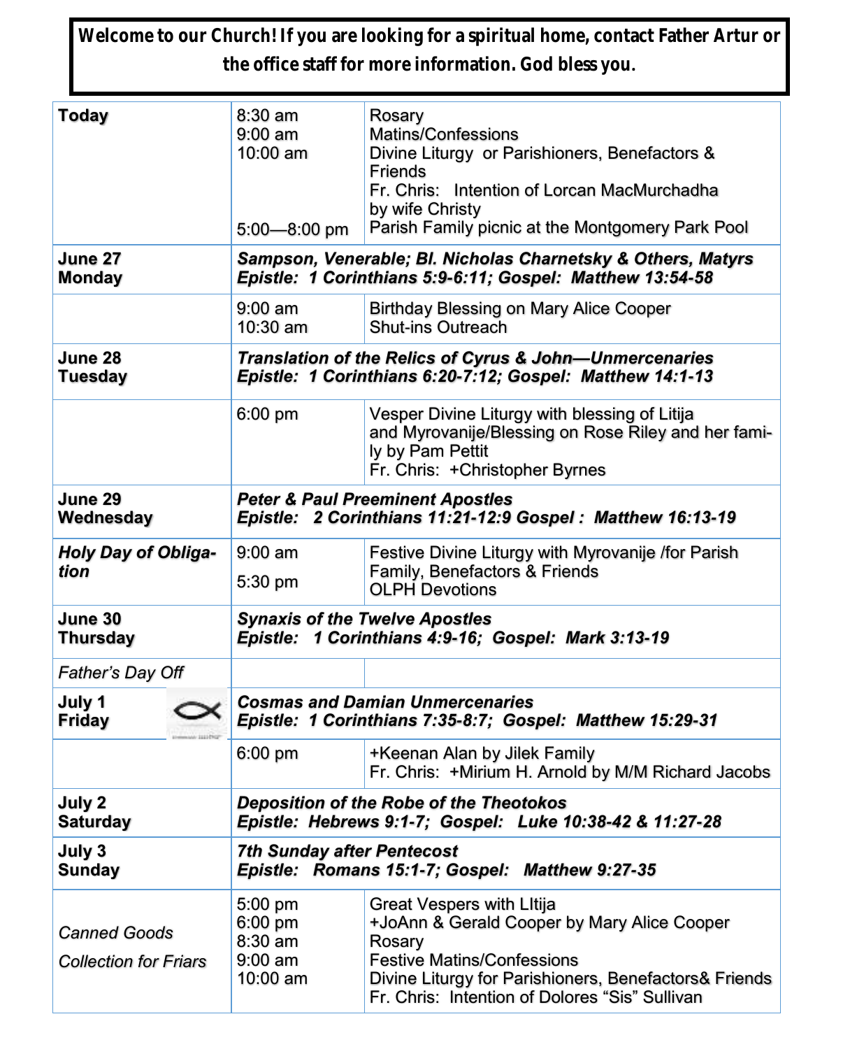**Welcome to our Church! If you are looking for a spiritual home, contact Father Artur or the office staff for more information. God bless you.**

| | | |
|---|---|---|
| **Today** | 8:30 am<br>9:00 am<br>10:00 am<br><br><br><br>5:00—8:00 pm | Rosary<br>Matins/Confessions<br>Divine Liturgy or Parishioners, Benefactors & Friends<br>Fr. Chris: Intention of Lorcan MacMurchadha by wife Christy<br>Parish Family picnic at the Montgomery Park Pool |
| **June 27 Monday** | ***Sampson, Venerable; Bl. Nicholas Charnetsky & Others, Matyrs***<br>***Epistle: 1 Corinthians 5:9-6:11; Gospel: Matthew 13:54-58*** | |
| | 9:00 am<br>10:30 am | Birthday Blessing on Mary Alice Cooper<br>Shut-ins Outreach |
| **June 28 Tuesday** | ***Translation of the Relics of Cyrus & John—Unmercenaries***<br>***Epistle: 1 Corinthians 6:20-7:12; Gospel: Matthew 14:1-13*** | |
| | 6:00 pm | Vesper Divine Liturgy with blessing of Litija and Myrovanije/Blessing on Rose Riley and her family by Pam Pettit<br>Fr. Chris: +Christopher Byrnes |
| **June 29 Wednesday** | ***Peter & Paul Preeminent Apostles***<br>***Epistle: 2 Corinthians 11:21-12:9 Gospel : Matthew 16:13-19*** | |
| ***Holy Day of Obligation*** | 9:00 am<br>5:30 pm | Festive Divine Liturgy with Myrovanije /for Parish Family, Benefactors & Friends<br>OLPH Devotions |
| **June 30 Thursday** | ***Synaxis of the Twelve Apostles***<br>***Epistle: 1 Corinthians 4:9-16; Gospel: Mark 3:13-19*** | |
| *Father's Day Off* | | |
| **July 1 Friday** | ***Cosmas and Damian Unmercenaries***<br>***Epistle: 1 Corinthians 7:35-8:7; Gospel: Matthew 15:29-31*** | |
| | 6:00 pm | +Keenan Alan by Jilek Family<br>Fr. Chris: +Mirium H. Arnold by M/M Richard Jacobs |
| **July 2 Saturday** | ***Deposition of the Robe of the Theotokos***<br>***Epistle: Hebrews 9:1-7; Gospel: Luke 10:38-42 & 11:27-28*** | |
| **July 3 Sunday** | ***7th Sunday after Pentecost***<br>***Epistle: Romans 15:1-7; Gospel: Matthew 9:27-35*** | |
| *Canned Goods Collection for Friars* | 5:00 pm<br>6:00 pm<br>8:30 am<br>9:00 am<br>10:00 am | Great Vespers with LItija<br>+JoAnn & Gerald Cooper by Mary Alice Cooper<br>Rosary<br>Festive Matins/Confessions<br>Divine Liturgy for Parishioners, Benefactors& Friends<br>Fr. Chris: Intention of Dolores "Sis" Sullivan |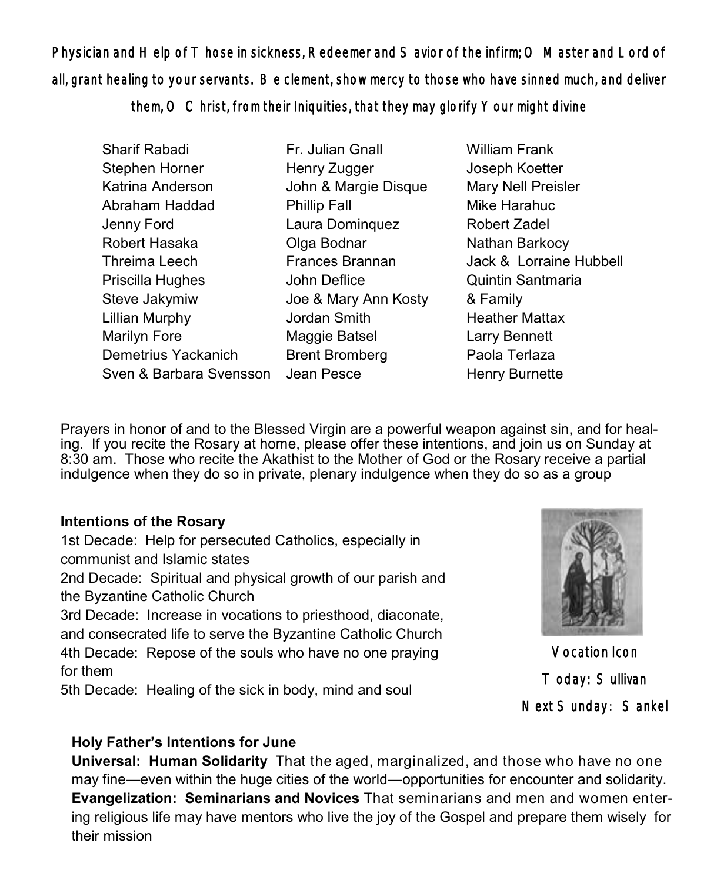**Physician and Help of Those in sickness, Redeemer and Savior of the infirm; O Master and Lord of all, grant healing to your servants. Be clement, show mercy to those who have sinned much, and deliver them, O Christ, from their Iniquities, that they may glorify Your might divine**

Sharif Rabadi
Stephen Horner
Katrina Anderson
Abraham Haddad
Jenny Ford
Robert Hasaka
Threima Leech
Priscilla Hughes
Steve Jakymiw
Lillian Murphy
Marilyn Fore
Demetrius Yackanich
Sven & Barbara Svensson
Fr. Julian Gnall
Henry Zugger
John & Margie Disque
Phillip Fall
Laura Dominquez
Olga Bodnar
Frances Brannan
John Deflice
Joe & Mary Ann Kosty
Jordan Smith
Maggie Batsel
Brent Bromberg
Jean Pesce
William Frank
Joseph Koetter
Mary Nell Preisler
Mike Harahuc
Robert Zadel
Nathan Barkocy
Jack & Lorraine Hubbell
Quintin Santmaria & Family
Heather Mattax
Larry Bennett
Paola Terlaza
Henry Burnette

Prayers in honor of and to the Blessed Virgin are a powerful weapon against sin, and for healing. If you recite the Rosary at home, please offer these intentions, and join us on Sunday at 8:30 am. Those who recite the Akathist to the Mother of God or the Rosary receive a partial indulgence when they do so in private, plenary indulgence when they do so as a group

**Intentions of the Rosary**

1st Decade: Help for persecuted Catholics, especially in communist and Islamic states
2nd Decade: Spiritual and physical growth of our parish and the Byzantine Catholic Church
3rd Decade: Increase in vocations to priesthood, diaconate, and consecrated life to serve the Byzantine Catholic Church
4th Decade: Repose of the souls who have no one praying for them
5th Decade: Healing of the sick in body, mind and soul

Vocation Icon
Today: Sullivan
Next Sunday: Sankel

**Holy Father's Intentions for June**

**Universal: Human Solidarity** That the aged, marginalized, and those who have no one may fine—even within the huge cities of the world—opportunities for encounter and solidarity.
**Evangelization: Seminarians and Novices** That seminarians and men and women entering religious life may have mentors who live the joy of the Gospel and prepare them wisely for their mission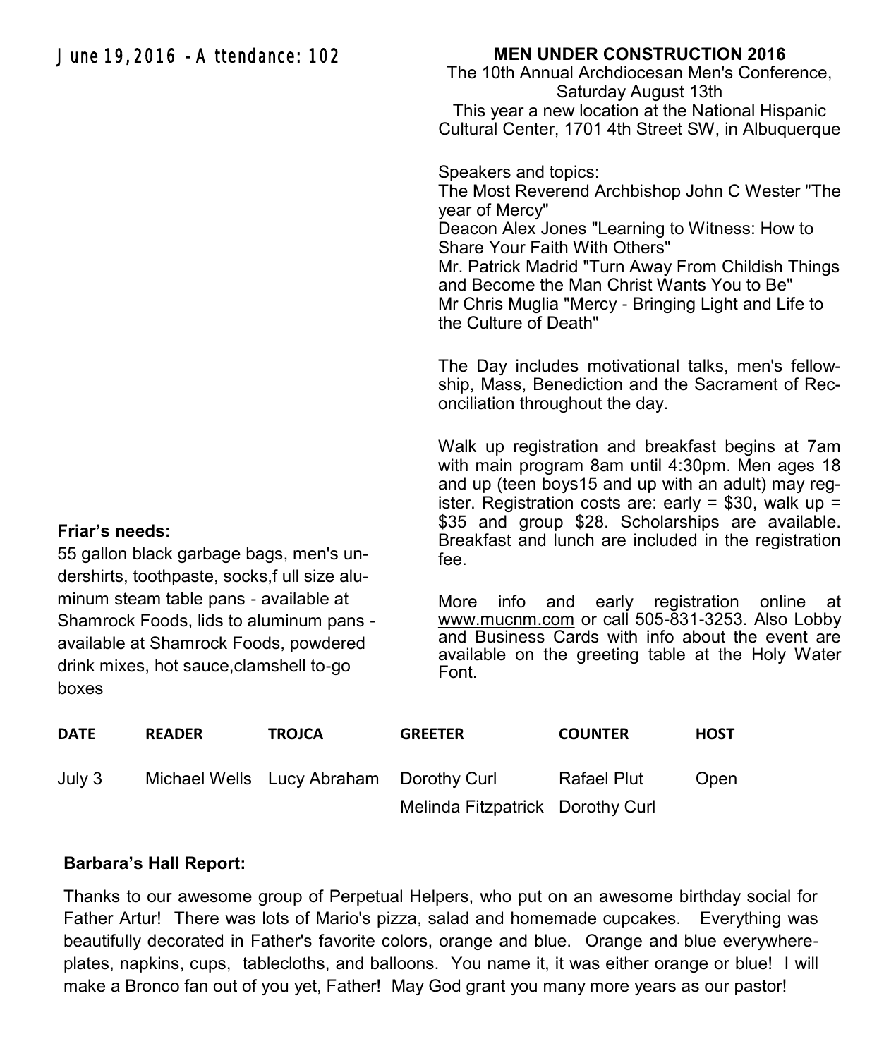June 19, 2016 - Attendance: 102

**Friar's needs:**

55 gallon black garbage bags, men's undershirts, toothpaste, socks,f ull size aluminum steam table pans - available at Shamrock Foods, lids to aluminum pans - available at Shamrock Foods, powdered drink mixes, hot sauce,clamshell to-go boxes

**MEN UNDER CONSTRUCTION 2016**

The 10th Annual Archdiocesan Men's Conference, Saturday August 13th

This year a new location at the National Hispanic Cultural Center, 1701 4th Street SW, in Albuquerque

Speakers and topics:

The Most Reverend Archbishop John C Wester "The year of Mercy"

Deacon Alex Jones "Learning to Witness: How to Share Your Faith With Others"

Mr. Patrick Madrid "Turn Away From Childish Things and Become the Man Christ Wants You to Be"

Mr Chris Muglia "Mercy - Bringing Light and Life to the Culture of Death"

The Day includes motivational talks, men's fellowship, Mass, Benediction and the Sacrament of Reconciliation throughout the day.

Walk up registration and breakfast begins at 7am with main program 8am until 4:30pm. Men ages 18 and up (teen boys15 and up with an adult) may register. Registration costs are: early = $30, walk up = $35 and group $28. Scholarships are available. Breakfast and lunch are included in the registration fee.

More info and early registration online at www.mucnm.com or call 505-831-3253. Also Lobby and Business Cards with info about the event are available on the greeting table at the Holy Water Font.

| DATE | READER | TROJCA | GREETER | COUNTER | HOST |
|---|---|---|---|---|---|
| July 3 | Michael Wells | Lucy Abraham | Dorothy Curl | Rafael Plut | Open |
| | | | Melinda Fitzpatrick | Dorothy Curl | |

**Barbara's Hall Report:**

Thanks to our awesome group of Perpetual Helpers, who put on an awesome birthday social for Father Artur! There was lots of Mario's pizza, salad and homemade cupcakes. Everything was beautifully decorated in Father's favorite colors, orange and blue. Orange and blue everywhere- plates, napkins, cups, tablecloths, and balloons. You name it, it was either orange or blue! I will make a Bronco fan out of you yet, Father! May God grant you many more years as our pastor!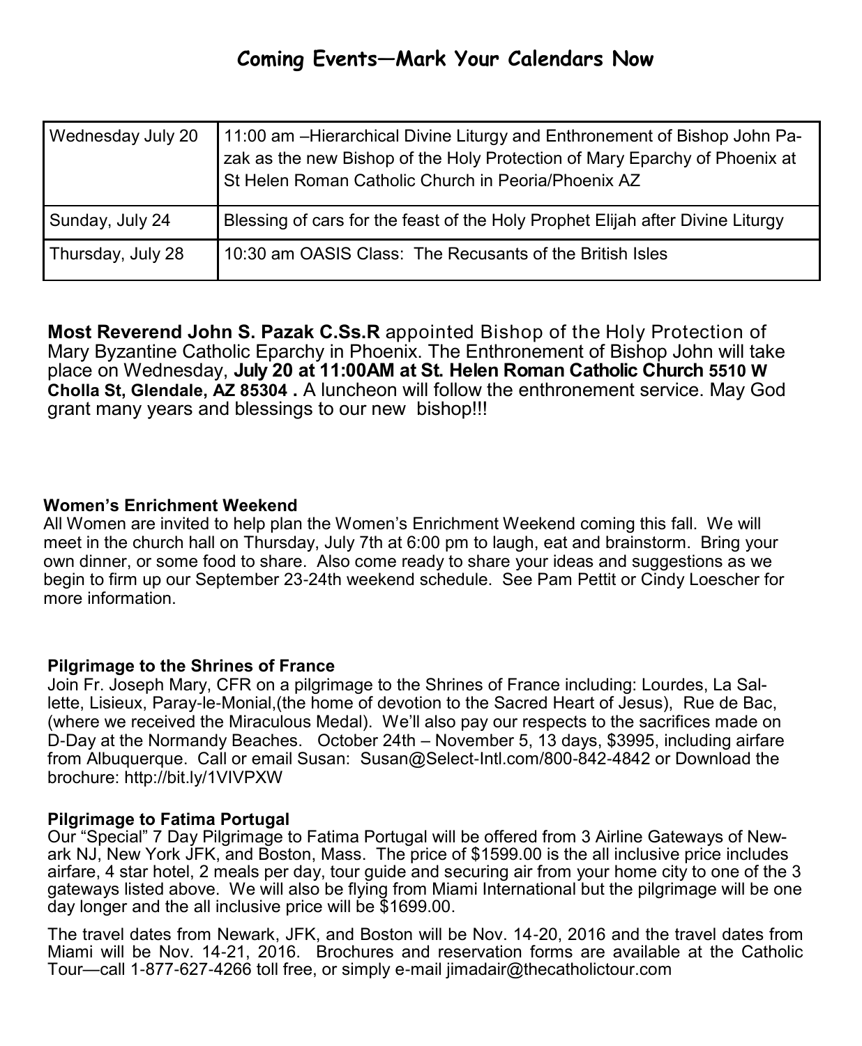## Coming Events—Mark Your Calendars Now

| | |
|---|---|
| Wednesday July 20 | 11:00 am –Hierarchical Divine Liturgy and Enthronement of Bishop John Pazak as the new Bishop of the Holy Protection of Mary Eparchy of Phoenix at St Helen Roman Catholic Church in Peoria/Phoenix AZ |
| Sunday, July 24 | Blessing of cars for the feast of the Holy Prophet Elijah after Divine Liturgy |
| Thursday, July 28 | 10:30 am OASIS Class: The Recusants of the British Isles |

**Most Reverend John S. Pazak C.Ss.R** appointed Bishop of the Holy Protection of Mary Byzantine Catholic Eparchy in Phoenix. The Enthronement of Bishop John will take place on Wednesday, **July 20 at 11:00AM at St. Helen Roman Catholic Church 5510 W Cholla St, Glendale, AZ 85304 .** A luncheon will follow the enthronement service. May God grant many years and blessings to our new bishop!!!

**Women's Enrichment Weekend**

All Women are invited to help plan the Women's Enrichment Weekend coming this fall. We will meet in the church hall on Thursday, July 7th at 6:00 pm to laugh, eat and brainstorm. Bring your own dinner, or some food to share. Also come ready to share your ideas and suggestions as we begin to firm up our September 23-24th weekend schedule. See Pam Pettit or Cindy Loescher for more information.

**Pilgrimage to the Shrines of France**

Join Fr. Joseph Mary, CFR on a pilgrimage to the Shrines of France including: Lourdes, La Sallette, Lisieux, Paray-le-Monial,(the home of devotion to the Sacred Heart of Jesus), Rue de Bac, (where we received the Miraculous Medal). We'll also pay our respects to the sacrifices made on D-Day at the Normandy Beaches. October 24th – November 5, 13 days, $3995, including airfare from Albuquerque. Call or email Susan: Susan@Select-Intl.com/800-842-4842 or Download the brochure: http://bit.ly/1VIVPXW

**Pilgrimage to Fatima Portugal**

Our "Special" 7 Day Pilgrimage to Fatima Portugal will be offered from 3 Airline Gateways of Newark NJ, New York JFK, and Boston, Mass. The price of $1599.00 is the all inclusive price includes airfare, 4 star hotel, 2 meals per day, tour guide and securing air from your home city to one of the 3 gateways listed above. We will also be flying from Miami International but the pilgrimage will be one day longer and the all inclusive price will be $1699.00.

The travel dates from Newark, JFK, and Boston will be Nov. 14-20, 2016 and the travel dates from Miami will be Nov. 14-21, 2016. Brochures and reservation forms are available at the Catholic Tour—call 1-877-627-4266 toll free, or simply e-mail jimadair@thecatholictour.com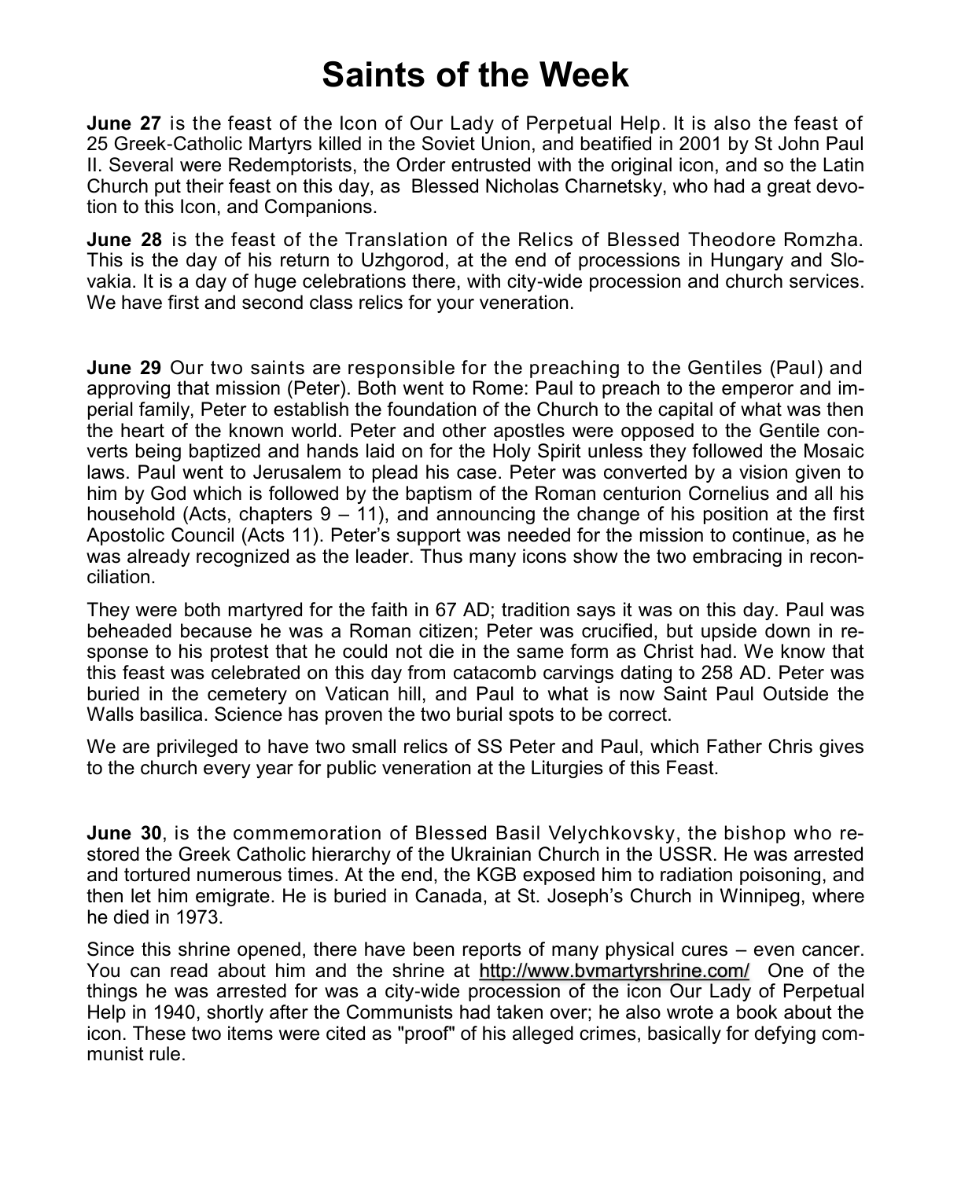# Saints of the Week

**June 27** is the feast of the Icon of Our Lady of Perpetual Help. It is also the feast of 25 Greek-Catholic Martyrs killed in the Soviet Union, and beatified in 2001 by St John Paul II. Several were Redemptorists, the Order entrusted with the original icon, and so the Latin Church put their feast on this day, as Blessed Nicholas Charnetsky, who had a great devotion to this Icon, and Companions.

**June 28** is the feast of the Translation of the Relics of Blessed Theodore Romzha. This is the day of his return to Uzhgorod, at the end of processions in Hungary and Slovakia. It is a day of huge celebrations there, with city-wide procession and church services. We have first and second class relics for your veneration.

**June 29** Our two saints are responsible for the preaching to the Gentiles (Paul) and approving that mission (Peter). Both went to Rome: Paul to preach to the emperor and imperial family, Peter to establish the foundation of the Church to the capital of what was then the heart of the known world. Peter and other apostles were opposed to the Gentile converts being baptized and hands laid on for the Holy Spirit unless they followed the Mosaic laws. Paul went to Jerusalem to plead his case. Peter was converted by a vision given to him by God which is followed by the baptism of the Roman centurion Cornelius and all his household (Acts, chapters 9 – 11), and announcing the change of his position at the first Apostolic Council (Acts 11). Peter's support was needed for the mission to continue, as he was already recognized as the leader. Thus many icons show the two embracing in reconciliation.

They were both martyred for the faith in 67 AD; tradition says it was on this day. Paul was beheaded because he was a Roman citizen; Peter was crucified, but upside down in response to his protest that he could not die in the same form as Christ had. We know that this feast was celebrated on this day from catacomb carvings dating to 258 AD. Peter was buried in the cemetery on Vatican hill, and Paul to what is now Saint Paul Outside the Walls basilica. Science has proven the two burial spots to be correct.

We are privileged to have two small relics of SS Peter and Paul, which Father Chris gives to the church every year for public veneration at the Liturgies of this Feast.

**June 30**, is the commemoration of Blessed Basil Velychkovsky, the bishop who restored the Greek Catholic hierarchy of the Ukrainian Church in the USSR. He was arrested and tortured numerous times. At the end, the KGB exposed him to radiation poisoning, and then let him emigrate. He is buried in Canada, at St. Joseph's Church in Winnipeg, where he died in 1973.

Since this shrine opened, there have been reports of many physical cures – even cancer. You can read about him and the shrine at http://www.bvmartyrshrine.com/ One of the things he was arrested for was a city-wide procession of the icon Our Lady of Perpetual Help in 1940, shortly after the Communists had taken over; he also wrote a book about the icon. These two items were cited as "proof" of his alleged crimes, basically for defying communist rule.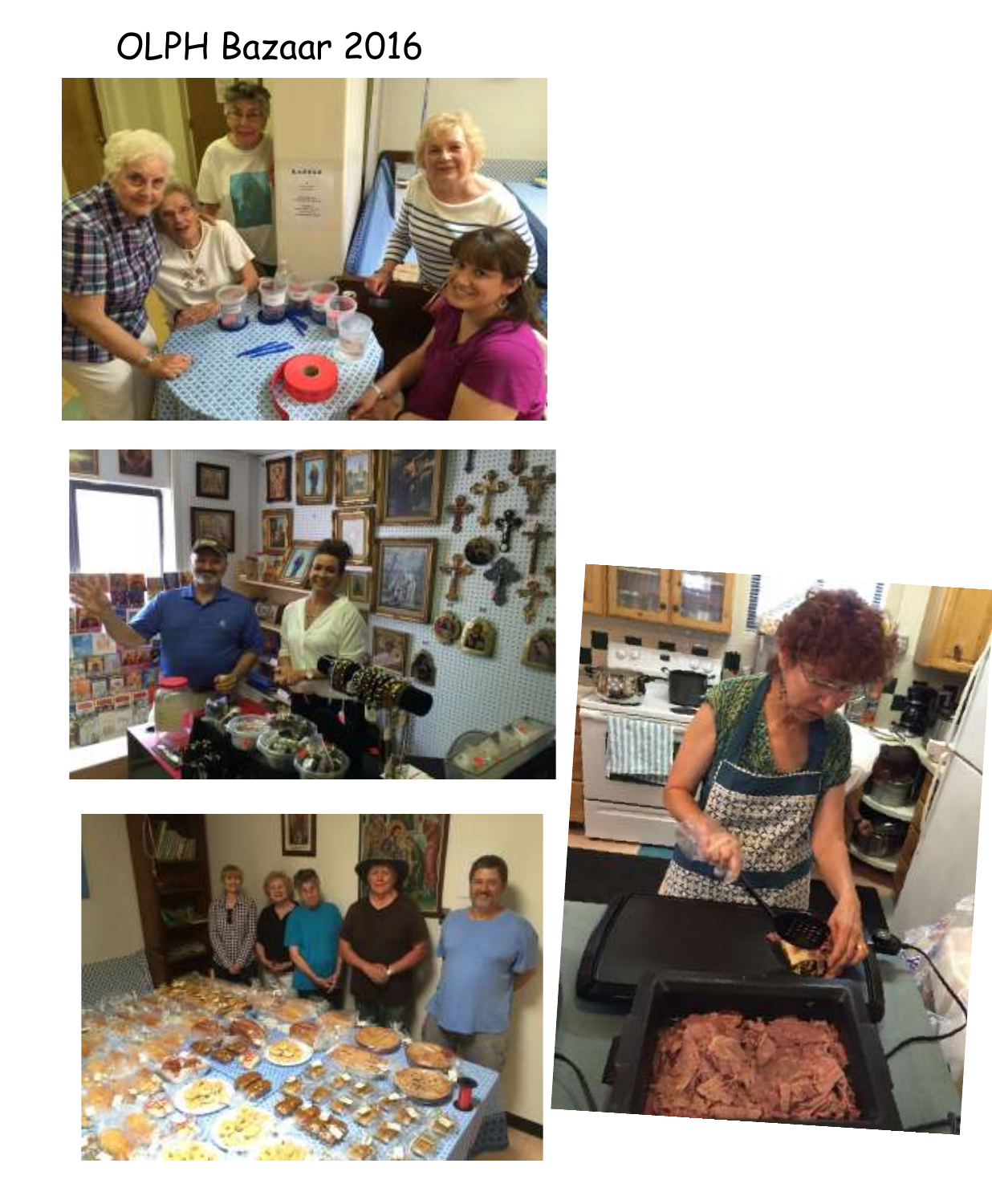OLPH Bazaar 2016